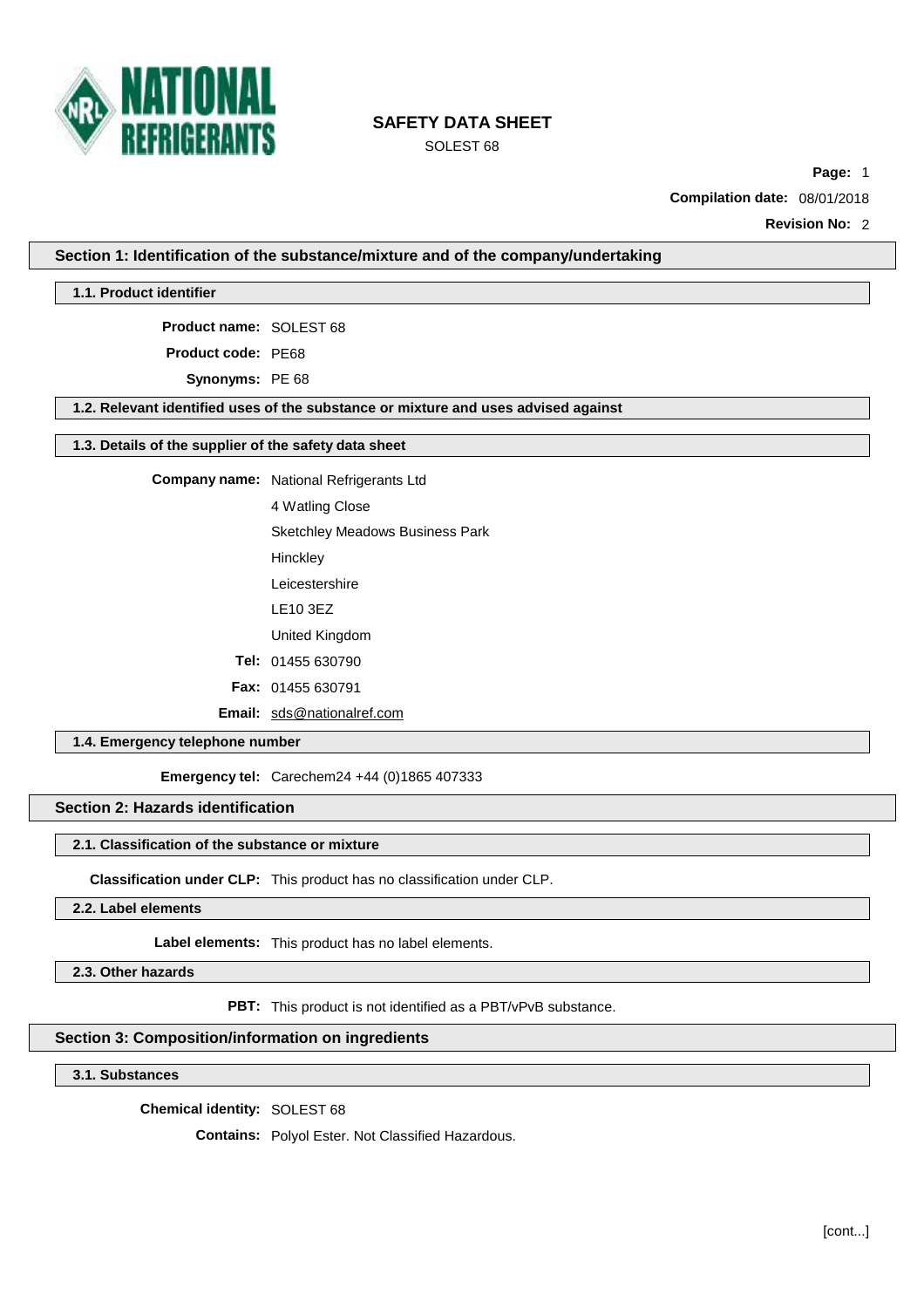# SAFETY DATA SHEET

SOLEST 68

**Compilation date:** 08/01/2018

**Revision No:** 2

## Section 1: Identification of the substance/mixture and of the company/undertaking

### 1.1. Product identifier

**Product name:** SOLEST 68

**Product code:** PE68

**Synonyms:** PE 68

### 1.2. Relevant identified uses of the substance or mixture and uses advised against

### 1.3. Details of the supplier of the safety data sheet

**Company name:** National Refrigerants Ltd
4 Watling Close
Sketchley Meadows Business Park
Hinckley
Leicestershire
LE10 3EZ
United Kingdom

**Tel:** 01455 630790

**Fax:** 01455 630791

**Email:** sds@nationalref.com

### 1.4. Emergency telephone number

**Emergency tel:** Carechem24 +44 (0)1865 407333

## Section 2: Hazards identification

### 2.1. Classification of the substance or mixture

**Classification under CLP:** This product has no classification under CLP.

### 2.2. Label elements

**Label elements:** This product has no label elements.

### 2.3. Other hazards

**PBT:** This product is not identified as a PBT/vPvB substance.

## Section 3: Composition/information on ingredients

### 3.1. Substances

**Chemical identity:** SOLEST 68

**Contains:** Polyol Ester. Not Classified Hazardous.

[cont...]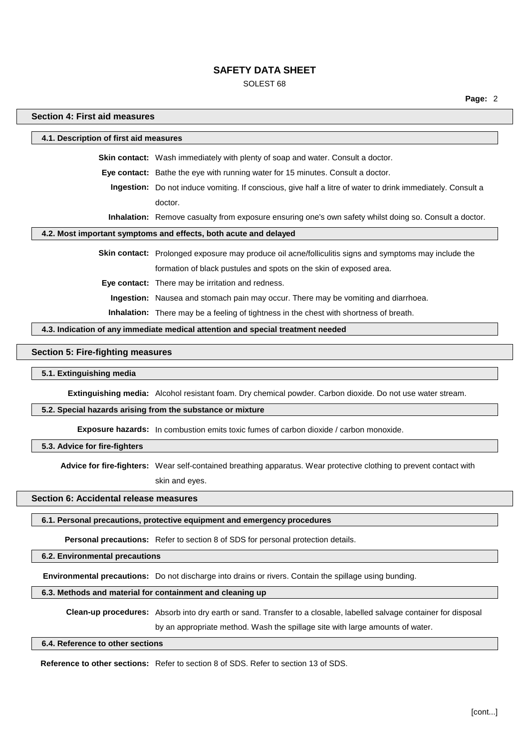## Section 4: First aid measures

### 4.1. Description of first aid measures

**Skin contact:** Wash immediately with plenty of soap and water. Consult a doctor.

**Eye contact:** Bathe the eye with running water for 15 minutes. Consult a doctor.

**Ingestion:** Do not induce vomiting. If conscious, give half a litre of water to drink immediately. Consult a doctor.

**Inhalation:** Remove casualty from exposure ensuring one's own safety whilst doing so. Consult a doctor.

### 4.2. Most important symptoms and effects, both acute and delayed

**Skin contact:** Prolonged exposure may produce oil acne/folliculitis signs and symptoms may include the formation of black pustules and spots on the skin of exposed area.

**Eye contact:** There may be irritation and redness.

**Ingestion:** Nausea and stomach pain may occur. There may be vomiting and diarrhoea.

**Inhalation:** There may be a feeling of tightness in the chest with shortness of breath.

### 4.3. Indication of any immediate medical attention and special treatment needed

## Section 5: Fire-fighting measures

### 5.1. Extinguishing media

**Extinguishing media:** Alcohol resistant foam. Dry chemical powder. Carbon dioxide. Do not use water stream.

### 5.2. Special hazards arising from the substance or mixture

**Exposure hazards:** In combustion emits toxic fumes of carbon dioxide / carbon monoxide.

### 5.3. Advice for fire-fighters

**Advice for fire-fighters:** Wear self-contained breathing apparatus. Wear protective clothing to prevent contact with skin and eyes.

## Section 6: Accidental release measures

### 6.1. Personal precautions, protective equipment and emergency procedures

**Personal precautions:** Refer to section 8 of SDS for personal protection details.

### 6.2. Environmental precautions

**Environmental precautions:** Do not discharge into drains or rivers. Contain the spillage using bunding.

### 6.3. Methods and material for containment and cleaning up

**Clean-up procedures:** Absorb into dry earth or sand. Transfer to a closable, labelled salvage container for disposal by an appropriate method. Wash the spillage site with large amounts of water.

### 6.4. Reference to other sections

**Reference to other sections:** Refer to section 8 of SDS. Refer to section 13 of SDS.

[cont...]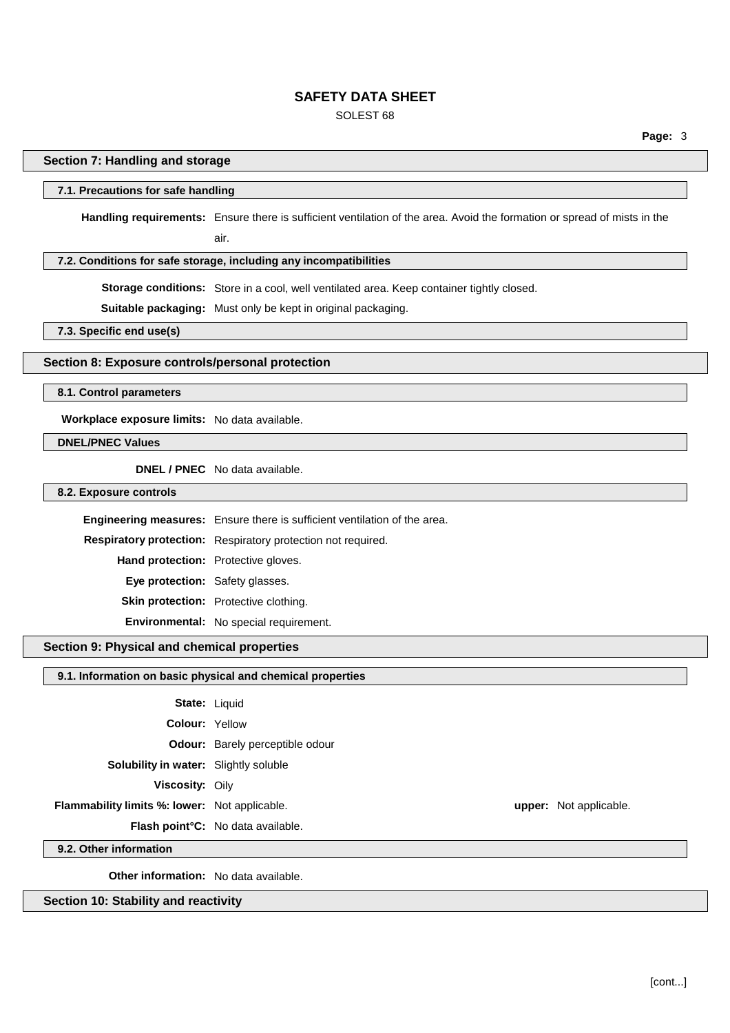## Section 7: Handling and storage

### 7.1. Precautions for safe handling

**Handling requirements:** Ensure there is sufficient ventilation of the area. Avoid the formation or spread of mists in the air.

### 7.2. Conditions for safe storage, including any incompatibilities

**Storage conditions:** Store in a cool, well ventilated area. Keep container tightly closed.

**Suitable packaging:** Must only be kept in original packaging.

### 7.3. Specific end use(s)

## Section 8: Exposure controls/personal protection

### 8.1. Control parameters

**Workplace exposure limits:** No data available.

### DNEL/PNEC Values

**DNEL / PNEC** No data available.

### 8.2. Exposure controls

**Engineering measures:** Ensure there is sufficient ventilation of the area.

**Respiratory protection:** Respiratory protection not required.

**Hand protection:** Protective gloves.

**Eye protection:** Safety glasses.

**Skin protection:** Protective clothing.

**Environmental:** No special requirement.

## Section 9: Physical and chemical properties

### 9.1. Information on basic physical and chemical properties

**State:** Liquid

**Colour:** Yellow

**Odour:** Barely perceptible odour

**Solubility in water:** Slightly soluble

**Viscosity:** Oily

**Flammability limits %: lower:** Not applicable. **upper:** Not applicable.

**Flash point°C:** No data available.

### 9.2. Other information

**Other information:** No data available.

## Section 10: Stability and reactivity

[cont...]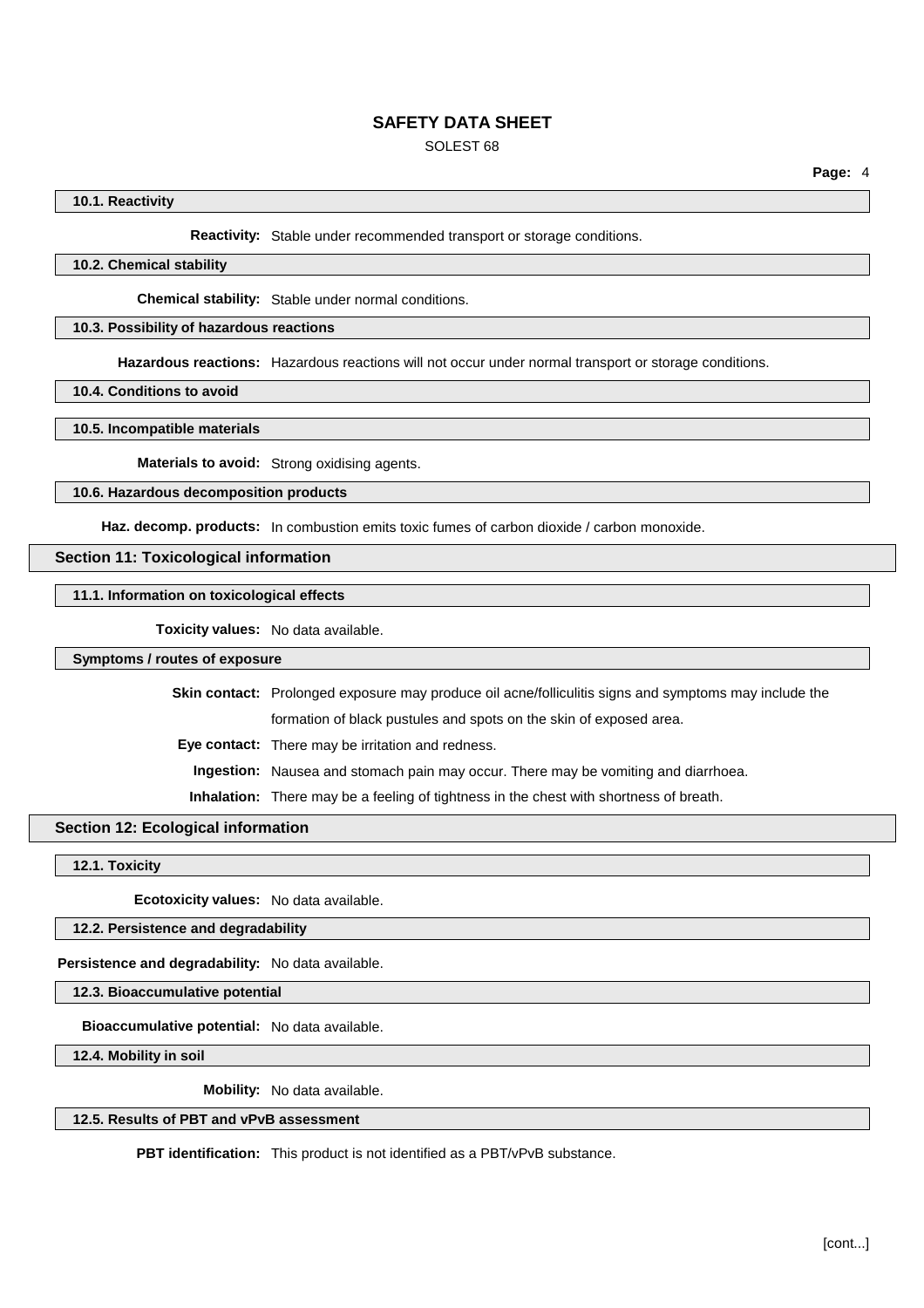#### 10.1. Reactivity

**Reactivity:** Stable under recommended transport or storage conditions.

#### 10.2. Chemical stability

**Chemical stability:** Stable under normal conditions.

#### 10.3. Possibility of hazardous reactions

**Hazardous reactions:** Hazardous reactions will not occur under normal transport or storage conditions.

#### 10.4. Conditions to avoid

#### 10.5. Incompatible materials

**Materials to avoid:** Strong oxidising agents.

#### 10.6. Hazardous decomposition products

**Haz. decomp. products:** In combustion emits toxic fumes of carbon dioxide / carbon monoxide.

### Section 11: Toxicological information

#### 11.1. Information on toxicological effects

**Toxicity values:** No data available.

#### Symptoms / routes of exposure

**Skin contact:** Prolonged exposure may produce oil acne/folliculitis signs and symptoms may include the formation of black pustules and spots on the skin of exposed area.

**Eye contact:** There may be irritation and redness.

**Ingestion:** Nausea and stomach pain may occur. There may be vomiting and diarrhoea.

**Inhalation:** There may be a feeling of tightness in the chest with shortness of breath.

### Section 12: Ecological information

#### 12.1. Toxicity

**Ecotoxicity values:** No data available.

#### 12.2. Persistence and degradability

**Persistence and degradability:** No data available.

#### 12.3. Bioaccumulative potential

**Bioaccumulative potential:** No data available.

#### 12.4. Mobility in soil

**Mobility:** No data available.

#### 12.5. Results of PBT and vPvB assessment

**PBT identification:** This product is not identified as a PBT/vPvB substance.

[cont...]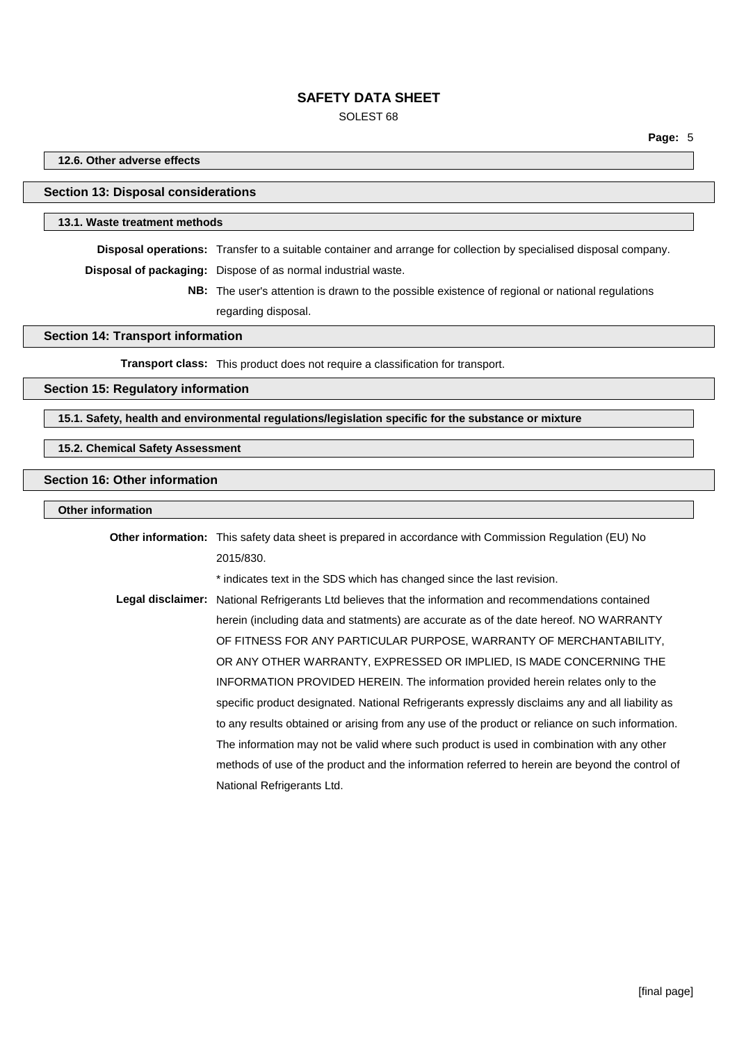#### 12.6. Other adverse effects

## Section 13: Disposal considerations

#### 13.1. Waste treatment methods

**Disposal operations:** Transfer to a suitable container and arrange for collection by specialised disposal company.

**Disposal of packaging:** Dispose of as normal industrial waste.

**NB:** The user's attention is drawn to the possible existence of regional or national regulations regarding disposal.

## Section 14: Transport information

**Transport class:** This product does not require a classification for transport.

## Section 15: Regulatory information

#### 15.1. Safety, health and environmental regulations/legislation specific for the substance or mixture

#### 15.2. Chemical Safety Assessment

## Section 16: Other information

#### Other information

**Other information:** This safety data sheet is prepared in accordance with Commission Regulation (EU) No 2015/830.

* indicates text in the SDS which has changed since the last revision.

**Legal disclaimer:** National Refrigerants Ltd believes that the information and recommendations contained herein (including data and statments) are accurate as of the date hereof. NO WARRANTY OF FITNESS FOR ANY PARTICULAR PURPOSE, WARRANTY OF MERCHANTABILITY, OR ANY OTHER WARRANTY, EXPRESSED OR IMPLIED, IS MADE CONCERNING THE INFORMATION PROVIDED HEREIN. The information provided herein relates only to the specific product designated. National Refrigerants expressly disclaims any and all liability as to any results obtained or arising from any use of the product or reliance on such information. The information may not be valid where such product is used in combination with any other methods of use of the product and the information referred to herein are beyond the control of National Refrigerants Ltd.

[final page]